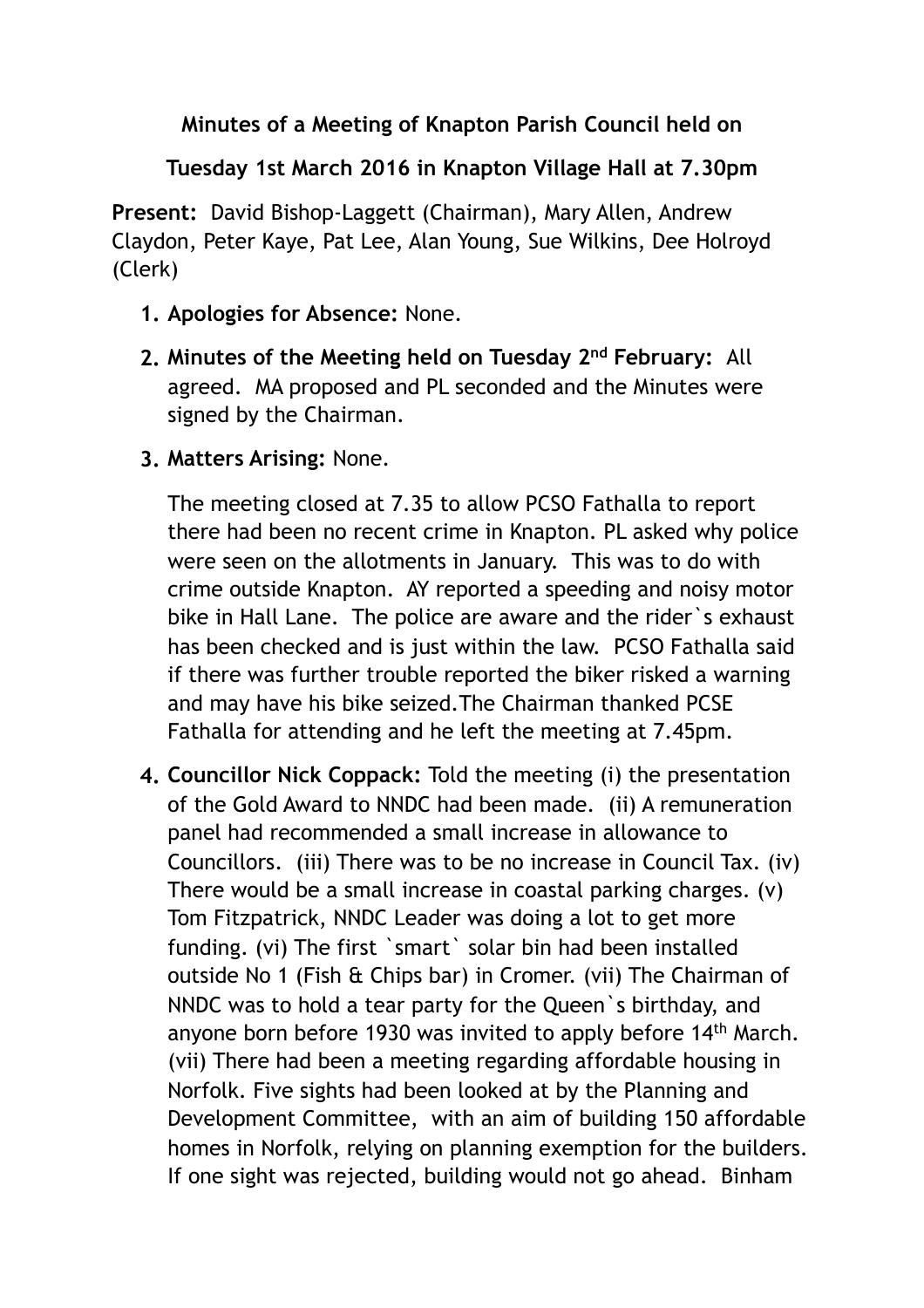**Minutes of a Meeting of Knapton Parish Council held on**

**Tuesday 1st March 2016 in Knapton Village Hall at 7.30pm**

**Present:** David Bishop-Laggett (Chairman), Mary Allen, Andrew Claydon, Peter Kaye, Pat Lee, Alan Young, Sue Wilkins, Dee Holroyd (Clerk)

1. **Apologies for Absence:** None.
2. **Minutes of the Meeting held on Tuesday 2nd February:** All agreed. MA proposed and PL seconded and the Minutes were signed by the Chairman.
3. **Matters Arising:** None.

   The meeting closed at 7.35 to allow PCSO Fathalla to report there had been no recent crime in Knapton. PL asked why police were seen on the allotments in January. This was to do with crime outside Knapton. AY reported a speeding and noisy motor bike in Hall Lane. The police are aware and the rider`s exhaust has been checked and is just within the law. PCSO Fathalla said if there was further trouble reported the biker risked a warning and may have his bike seized.The Chairman thanked PCSE Fathalla for attending and he left the meeting at 7.45pm.

4. **Councillor Nick Coppack:** Told the meeting (i) the presentation of the Gold Award to NNDC had been made. (ii) A remuneration panel had recommended a small increase in allowance to Councillors. (iii) There was to be no increase in Council Tax. (iv) There would be a small increase in coastal parking charges. (v) Tom Fitzpatrick, NNDC Leader was doing a lot to get more funding. (vi) The first `smart` solar bin had been installed outside No 1 (Fish & Chips bar) in Cromer. (vii) The Chairman of NNDC was to hold a tear party for the Queen`s birthday, and anyone born before 1930 was invited to apply before 14th March. (vii) There had been a meeting regarding affordable housing in Norfolk. Five sights had been looked at by the Planning and Development Committee, with an aim of building 150 affordable homes in Norfolk, relying on planning exemption for the builders. If one sight was rejected, building would not go ahead. Binham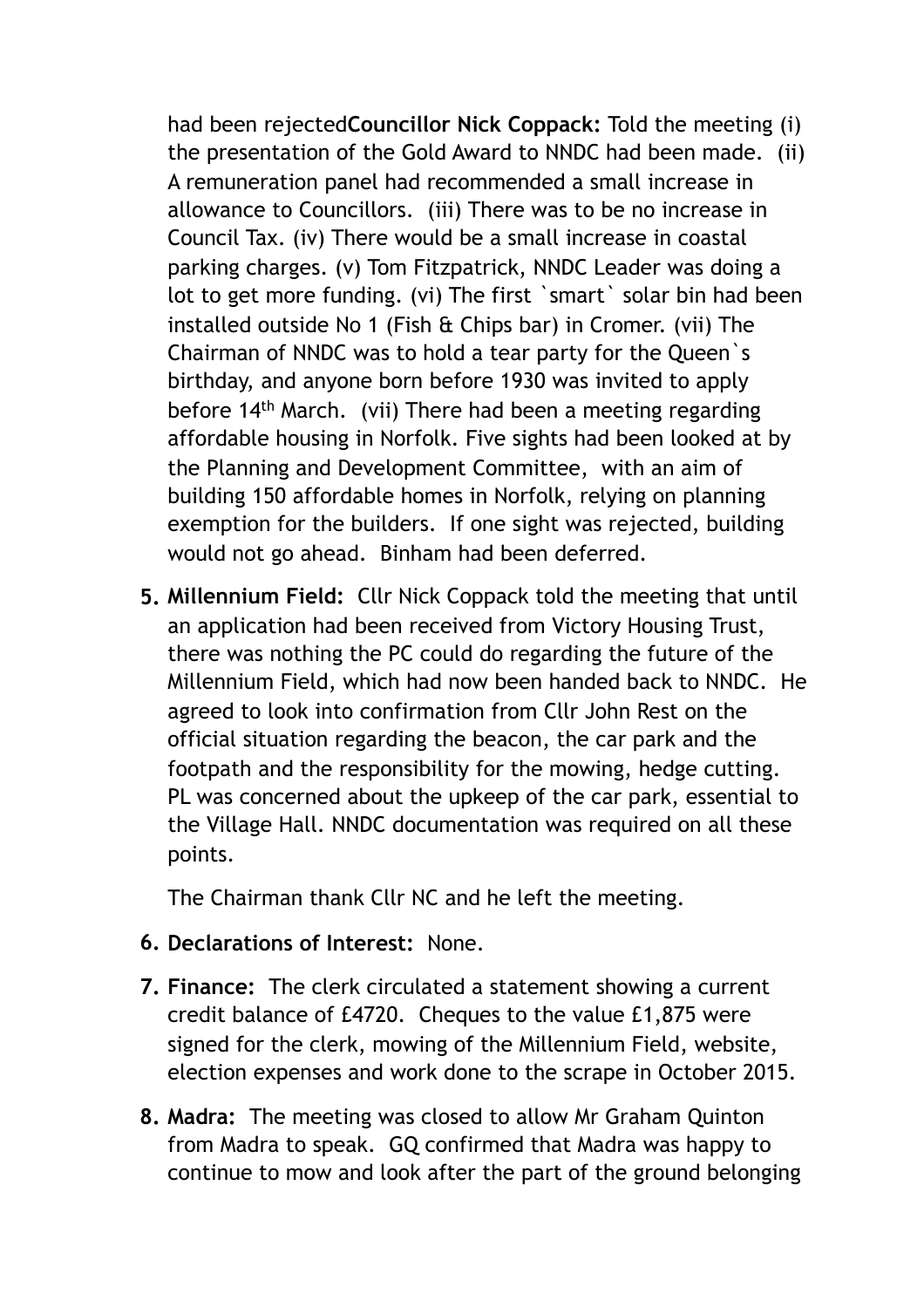had been rejected**Councillor Nick Coppack:** Told the meeting (i) the presentation of the Gold Award to NNDC had been made. (ii) A remuneration panel had recommended a small increase in allowance to Councillors. (iii) There was to be no increase in Council Tax. (iv) There would be a small increase in coastal parking charges. (v) Tom Fitzpatrick, NNDC Leader was doing a lot to get more funding. (vi) The first `smart` solar bin had been installed outside No 1 (Fish & Chips bar) in Cromer. (vii) The Chairman of NNDC was to hold a tear party for the Queen`s birthday, and anyone born before 1930 was invited to apply before 14th March. (vii) There had been a meeting regarding affordable housing in Norfolk. Five sights had been looked at by the Planning and Development Committee, with an aim of building 150 affordable homes in Norfolk, relying on planning exemption for the builders. If one sight was rejected, building would not go ahead. Binham had been deferred.

5. **Millennium Field:** Cllr Nick Coppack told the meeting that until an application had been received from Victory Housing Trust, there was nothing the PC could do regarding the future of the Millennium Field, which had now been handed back to NNDC. He agreed to look into confirmation from Cllr John Rest on the official situation regarding the beacon, the car park and the footpath and the responsibility for the mowing, hedge cutting. PL was concerned about the upkeep of the car park, essential to the Village Hall. NNDC documentation was required on all these points.

   The Chairman thank Cllr NC and he left the meeting.

6. **Declarations of Interest:** None.

7. **Finance:** The clerk circulated a statement showing a current credit balance of £4720. Cheques to the value £1,875 were signed for the clerk, mowing of the Millennium Field, website, election expenses and work done to the scrape in October 2015.

8. **Madra:** The meeting was closed to allow Mr Graham Quinton from Madra to speak. GQ confirmed that Madra was happy to continue to mow and look after the part of the ground belonging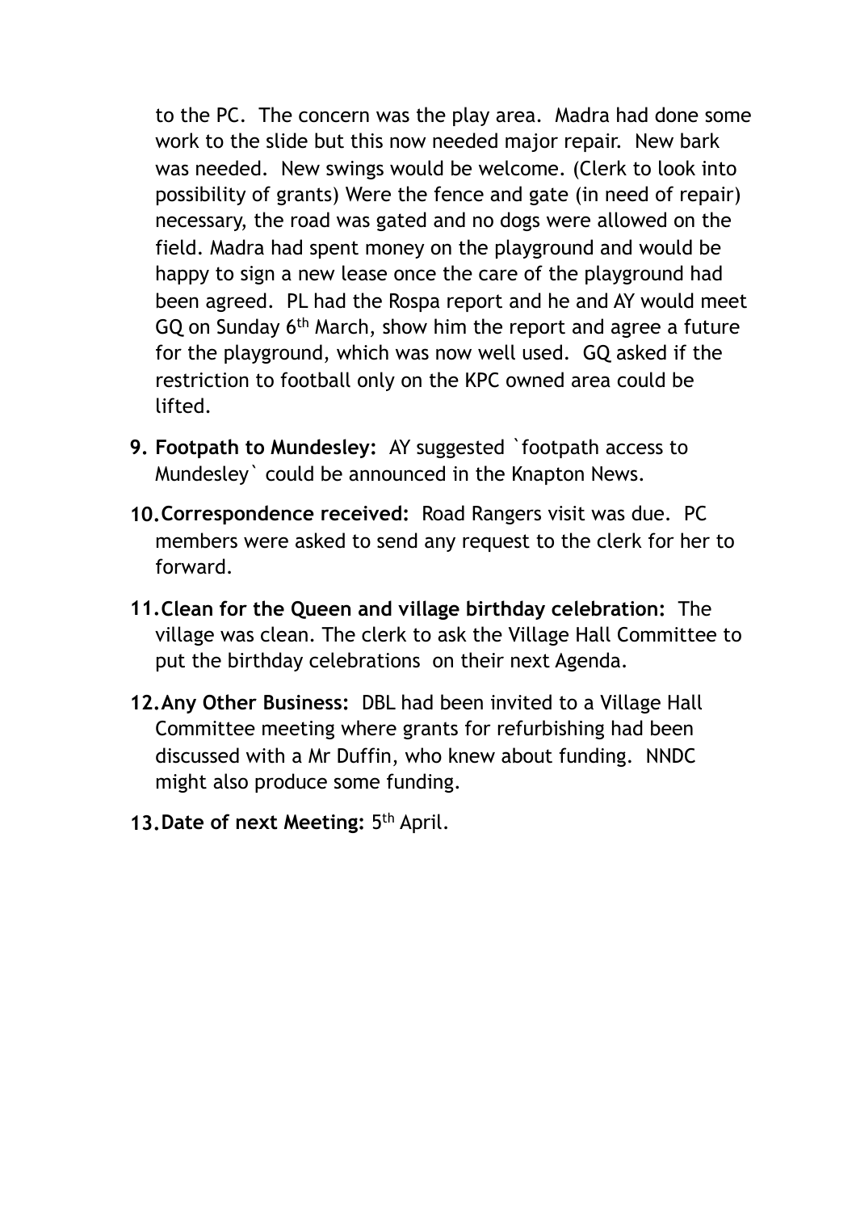to the PC. The concern was the play area. Madra had done some work to the slide but this now needed major repair. New bark was needed. New swings would be welcome. (Clerk to look into possibility of grants) Were the fence and gate (in need of repair) necessary, the road was gated and no dogs were allowed on the field. Madra had spent money on the playground and would be happy to sign a new lease once the care of the playground had been agreed. PL had the Rospa report and he and AY would meet GQ on Sunday 6th March, show him the report and agree a future for the playground, which was now well used. GQ asked if the restriction to football only on the KPC owned area could be lifted.

9. **Footpath to Mundesley:** AY suggested `footpath access to Mundesley` could be announced in the Knapton News.

10. **Correspondence received:** Road Rangers visit was due. PC members were asked to send any request to the clerk for her to forward.

11. **Clean for the Queen and village birthday celebration:** The village was clean. The clerk to ask the Village Hall Committee to put the birthday celebrations on their next Agenda.

12. **Any Other Business:** DBL had been invited to a Village Hall Committee meeting where grants for refurbishing had been discussed with a Mr Duffin, who knew about funding. NNDC might also produce some funding.

13. **Date of next Meeting:** 5th April.